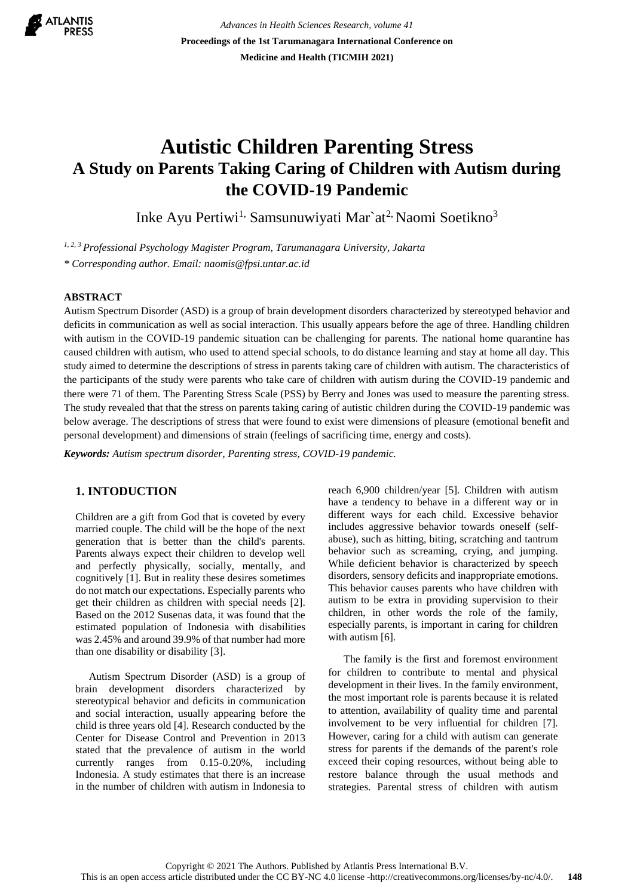# Autistic Children Parenting Stress

## A Study on Parents Taking Caring of Children with Autism during the COVID-19 Pandemic

Inke Ayu Pertiwi[1], Samsunuwiyati Mar`at[2], Naomi Soetikno[3]

[1, 2, 3] *Professional Psychology Magister Program, Tarumanagara University, Jakarta*

*\* Corresponding author. Email: naomis@fpsi.untar.ac.id*

**ABSTRACT**

Autism Spectrum Disorder (ASD) is a group of brain development disorders characterized by stereotyped behavior and deficits in communication as well as social interaction. This usually appears before the age of three. Handling children with autism in the COVID-19 pandemic situation can be challenging for parents. The national home quarantine has caused children with autism, who used to attend special schools, to do distance learning and stay at home all day. This study aimed to determine the descriptions of stress in parents taking care of children with autism. The characteristics of the participants of the study were parents who take care of children with autism during the COVID-19 pandemic and there were 71 of them. The Parenting Stress Scale (PSS) by Berry and Jones was used to measure the parenting stress. The study revealed that that the stress on parents taking caring of autistic children during the COVID-19 pandemic was below average. The descriptions of stress that were found to exist were dimensions of pleasure (emotional benefit and personal development) and dimensions of strain (feelings of sacrificing time, energy and costs).

***Keywords:*** *Autism spectrum disorder, Parenting stress, COVID-19 pandemic.*

## 1. INTODUCTION

Children are a gift from God that is coveted by every married couple. The child will be the hope of the next generation that is better than the child's parents. Parents always expect their children to develop well and perfectly physically, socially, mentally, and cognitively [1]. But in reality these desires sometimes do not match our expectations. Especially parents who get their children as children with special needs [2]. Based on the 2012 Susenas data, it was found that the estimated population of Indonesia with disabilities was 2.45% and around 39.9% of that number had more than one disability or disability [3].

Autism Spectrum Disorder (ASD) is a group of brain development disorders characterized by stereotypical behavior and deficits in communication and social interaction, usually appearing before the child is three years old [4]. Research conducted by the Center for Disease Control and Prevention in 2013 stated that the prevalence of autism in the world currently ranges from 0.15-0.20%, including Indonesia. A study estimates that there is an increase in the number of children with autism in Indonesia to reach 6,900 children/year [5]. Children with autism have a tendency to behave in a different way or in different ways for each child. Excessive behavior includes aggressive behavior towards oneself (self-abuse), such as hitting, biting, scratching and tantrum behavior such as screaming, crying, and jumping. While deficient behavior is characterized by speech disorders, sensory deficits and inappropriate emotions. This behavior causes parents who have children with autism to be extra in providing supervision to their children, in other words the role of the family, especially parents, is important in caring for children with autism [6].

The family is the first and foremost environment for children to contribute to mental and physical development in their lives. In the family environment, the most important role is parents because it is related to attention, availability of quality time and parental involvement to be very influential for children [7]. However, caring for a child with autism can generate stress for parents if the demands of the parent's role exceed their coping resources, without being able to restore balance through the usual methods and strategies. Parental stress of children with autism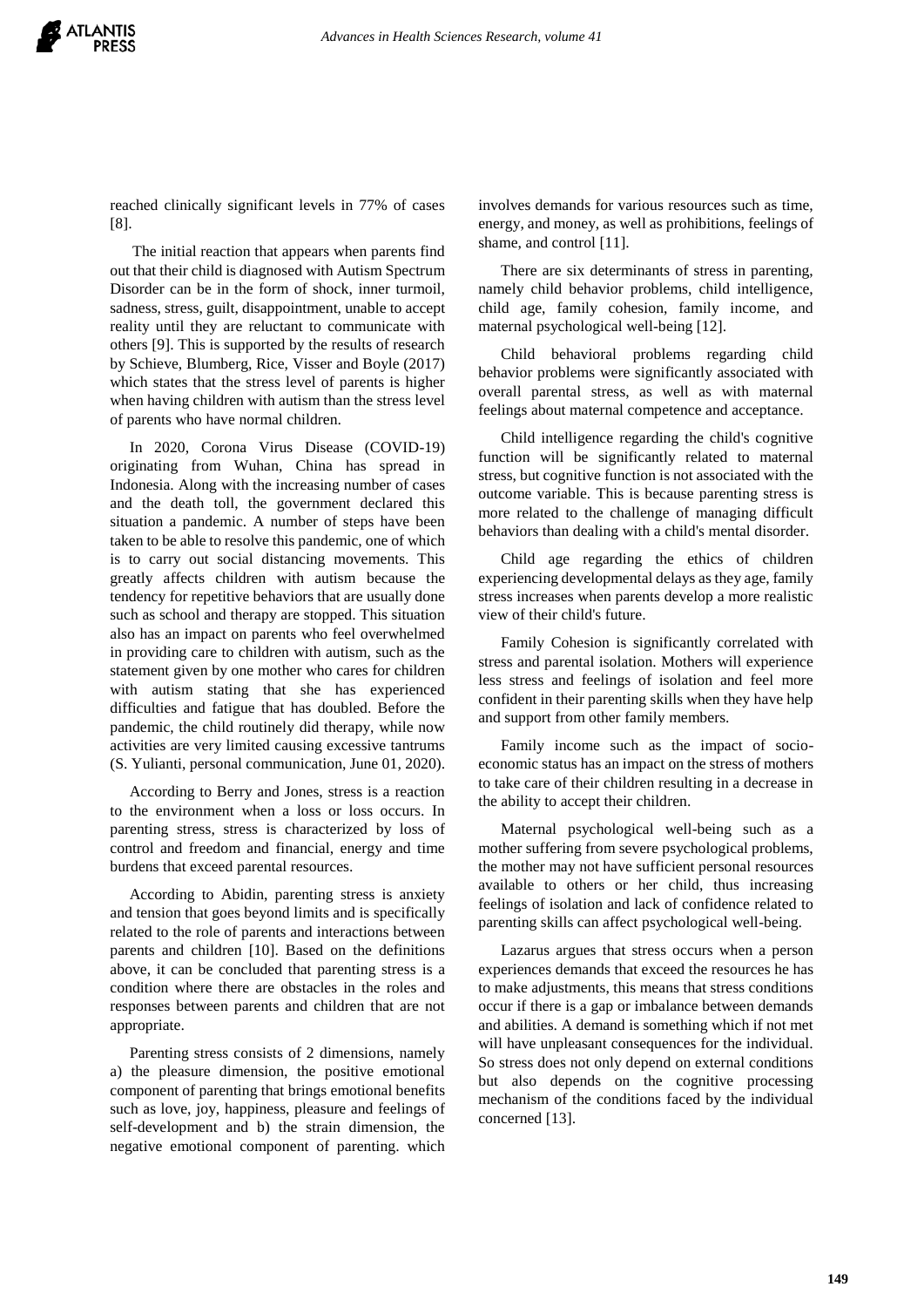reached clinically significant levels in 77% of cases [8].

The initial reaction that appears when parents find out that their child is diagnosed with Autism Spectrum Disorder can be in the form of shock, inner turmoil, sadness, stress, guilt, disappointment, unable to accept reality until they are reluctant to communicate with others [9]. This is supported by the results of research by Schieve, Blumberg, Rice, Visser and Boyle (2017) which states that the stress level of parents is higher when having children with autism than the stress level of parents who have normal children.

In 2020, Corona Virus Disease (COVID-19) originating from Wuhan, China has spread in Indonesia. Along with the increasing number of cases and the death toll, the government declared this situation a pandemic. A number of steps have been taken to be able to resolve this pandemic, one of which is to carry out social distancing movements. This greatly affects children with autism because the tendency for repetitive behaviors that are usually done such as school and therapy are stopped. This situation also has an impact on parents who feel overwhelmed in providing care to children with autism, such as the statement given by one mother who cares for children with autism stating that she has experienced difficulties and fatigue that has doubled. Before the pandemic, the child routinely did therapy, while now activities are very limited causing excessive tantrums (S. Yulianti, personal communication, June 01, 2020).

According to Berry and Jones, stress is a reaction to the environment when a loss or loss occurs. In parenting stress, stress is characterized by loss of control and freedom and financial, energy and time burdens that exceed parental resources.

According to Abidin, parenting stress is anxiety and tension that goes beyond limits and is specifically related to the role of parents and interactions between parents and children [10]. Based on the definitions above, it can be concluded that parenting stress is a condition where there are obstacles in the roles and responses between parents and children that are not appropriate.

Parenting stress consists of 2 dimensions, namely a) the pleasure dimension, the positive emotional component of parenting that brings emotional benefits such as love, joy, happiness, pleasure and feelings of self-development and b) the strain dimension, the negative emotional component of parenting. which involves demands for various resources such as time, energy, and money, as well as prohibitions, feelings of shame, and control [11].

There are six determinants of stress in parenting, namely child behavior problems, child intelligence, child age, family cohesion, family income, and maternal psychological well-being [12].

Child behavioral problems regarding child behavior problems were significantly associated with overall parental stress, as well as with maternal feelings about maternal competence and acceptance.

Child intelligence regarding the child's cognitive function will be significantly related to maternal stress, but cognitive function is not associated with the outcome variable. This is because parenting stress is more related to the challenge of managing difficult behaviors than dealing with a child's mental disorder.

Child age regarding the ethics of children experiencing developmental delays as they age, family stress increases when parents develop a more realistic view of their child's future.

Family Cohesion is significantly correlated with stress and parental isolation. Mothers will experience less stress and feelings of isolation and feel more confident in their parenting skills when they have help and support from other family members.

Family income such as the impact of socio-economic status has an impact on the stress of mothers to take care of their children resulting in a decrease in the ability to accept their children.

Maternal psychological well-being such as a mother suffering from severe psychological problems, the mother may not have sufficient personal resources available to others or her child, thus increasing feelings of isolation and lack of confidence related to parenting skills can affect psychological well-being.

Lazarus argues that stress occurs when a person experiences demands that exceed the resources he has to make adjustments, this means that stress conditions occur if there is a gap or imbalance between demands and abilities. A demand is something which if not met will have unpleasant consequences for the individual. So stress does not only depend on external conditions but also depends on the cognitive processing mechanism of the conditions faced by the individual concerned [13].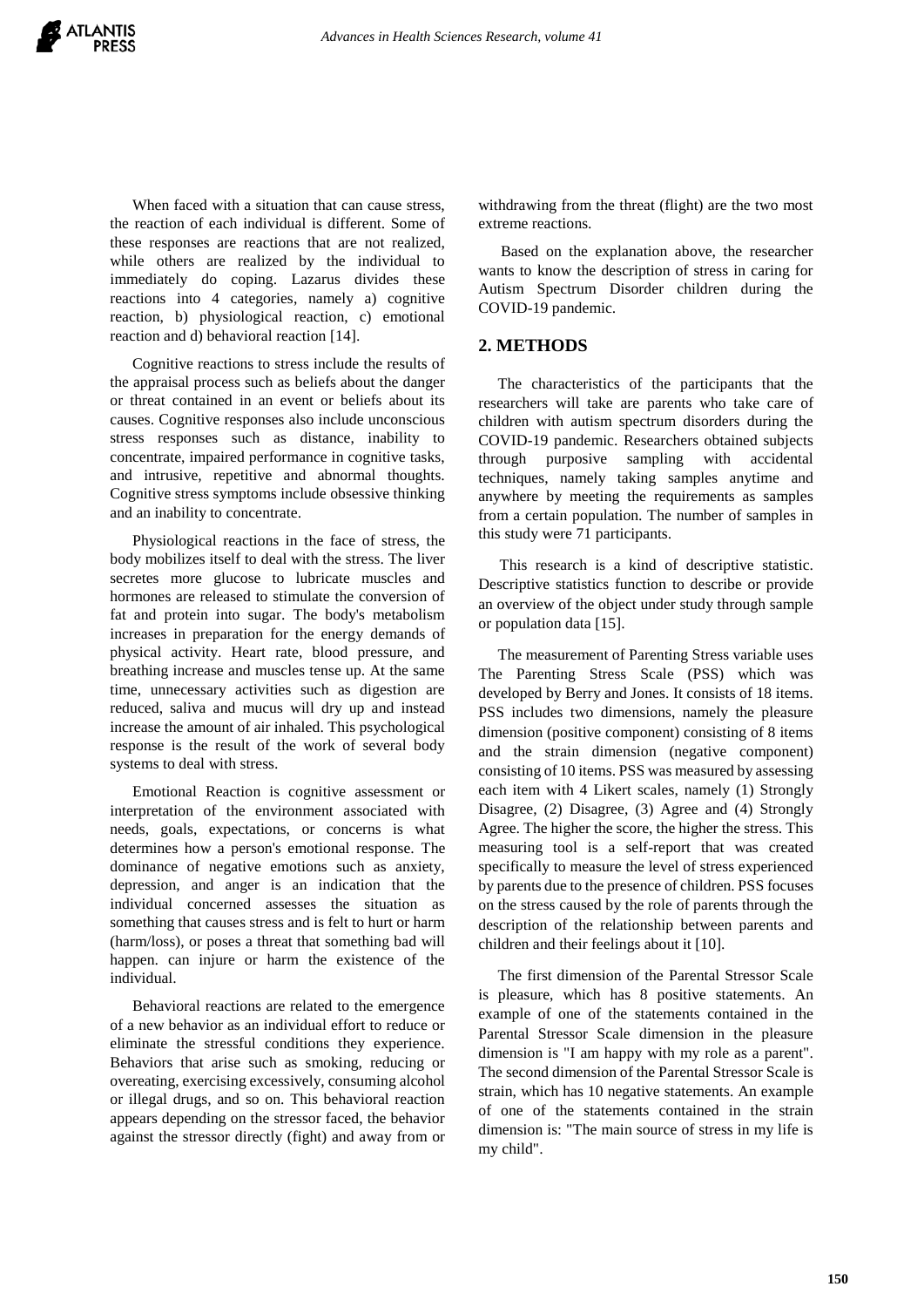When faced with a situation that can cause stress, the reaction of each individual is different. Some of these responses are reactions that are not realized, while others are realized by the individual to immediately do coping. Lazarus divides these reactions into 4 categories, namely a) cognitive reaction, b) physiological reaction, c) emotional reaction and d) behavioral reaction [14].

Cognitive reactions to stress include the results of the appraisal process such as beliefs about the danger or threat contained in an event or beliefs about its causes. Cognitive responses also include unconscious stress responses such as distance, inability to concentrate, impaired performance in cognitive tasks, and intrusive, repetitive and abnormal thoughts. Cognitive stress symptoms include obsessive thinking and an inability to concentrate.

Physiological reactions in the face of stress, the body mobilizes itself to deal with the stress. The liver secretes more glucose to lubricate muscles and hormones are released to stimulate the conversion of fat and protein into sugar. The body's metabolism increases in preparation for the energy demands of physical activity. Heart rate, blood pressure, and breathing increase and muscles tense up. At the same time, unnecessary activities such as digestion are reduced, saliva and mucus will dry up and instead increase the amount of air inhaled. This psychological response is the result of the work of several body systems to deal with stress.

Emotional Reaction is cognitive assessment or interpretation of the environment associated with needs, goals, expectations, or concerns is what determines how a person's emotional response. The dominance of negative emotions such as anxiety, depression, and anger is an indication that the individual concerned assesses the situation as something that causes stress and is felt to hurt or harm (harm/loss), or poses a threat that something bad will happen. can injure or harm the existence of the individual.

Behavioral reactions are related to the emergence of a new behavior as an individual effort to reduce or eliminate the stressful conditions they experience. Behaviors that arise such as smoking, reducing or overeating, exercising excessively, consuming alcohol or illegal drugs, and so on. This behavioral reaction appears depending on the stressor faced, the behavior against the stressor directly (fight) and away from or withdrawing from the threat (flight) are the two most extreme reactions.

Based on the explanation above, the researcher wants to know the description of stress in caring for Autism Spectrum Disorder children during the COVID-19 pandemic.

## 2. METHODS

The characteristics of the participants that the researchers will take are parents who take care of children with autism spectrum disorders during the COVID-19 pandemic. Researchers obtained subjects through purposive sampling with accidental techniques, namely taking samples anytime and anywhere by meeting the requirements as samples from a certain population. The number of samples in this study were 71 participants.

This research is a kind of descriptive statistic. Descriptive statistics function to describe or provide an overview of the object under study through sample or population data [15].

The measurement of Parenting Stress variable uses The Parenting Stress Scale (PSS) which was developed by Berry and Jones. It consists of 18 items. PSS includes two dimensions, namely the pleasure dimension (positive component) consisting of 8 items and the strain dimension (negative component) consisting of 10 items. PSS was measured by assessing each item with 4 Likert scales, namely (1) Strongly Disagree, (2) Disagree, (3) Agree and (4) Strongly Agree. The higher the score, the higher the stress. This measuring tool is a self-report that was created specifically to measure the level of stress experienced by parents due to the presence of children. PSS focuses on the stress caused by the role of parents through the description of the relationship between parents and children and their feelings about it [10].

The first dimension of the Parental Stressor Scale is pleasure, which has 8 positive statements. An example of one of the statements contained in the Parental Stressor Scale dimension in the pleasure dimension is "I am happy with my role as a parent". The second dimension of the Parental Stressor Scale is strain, which has 10 negative statements. An example of one of the statements contained in the strain dimension is: "The main source of stress in my life is my child".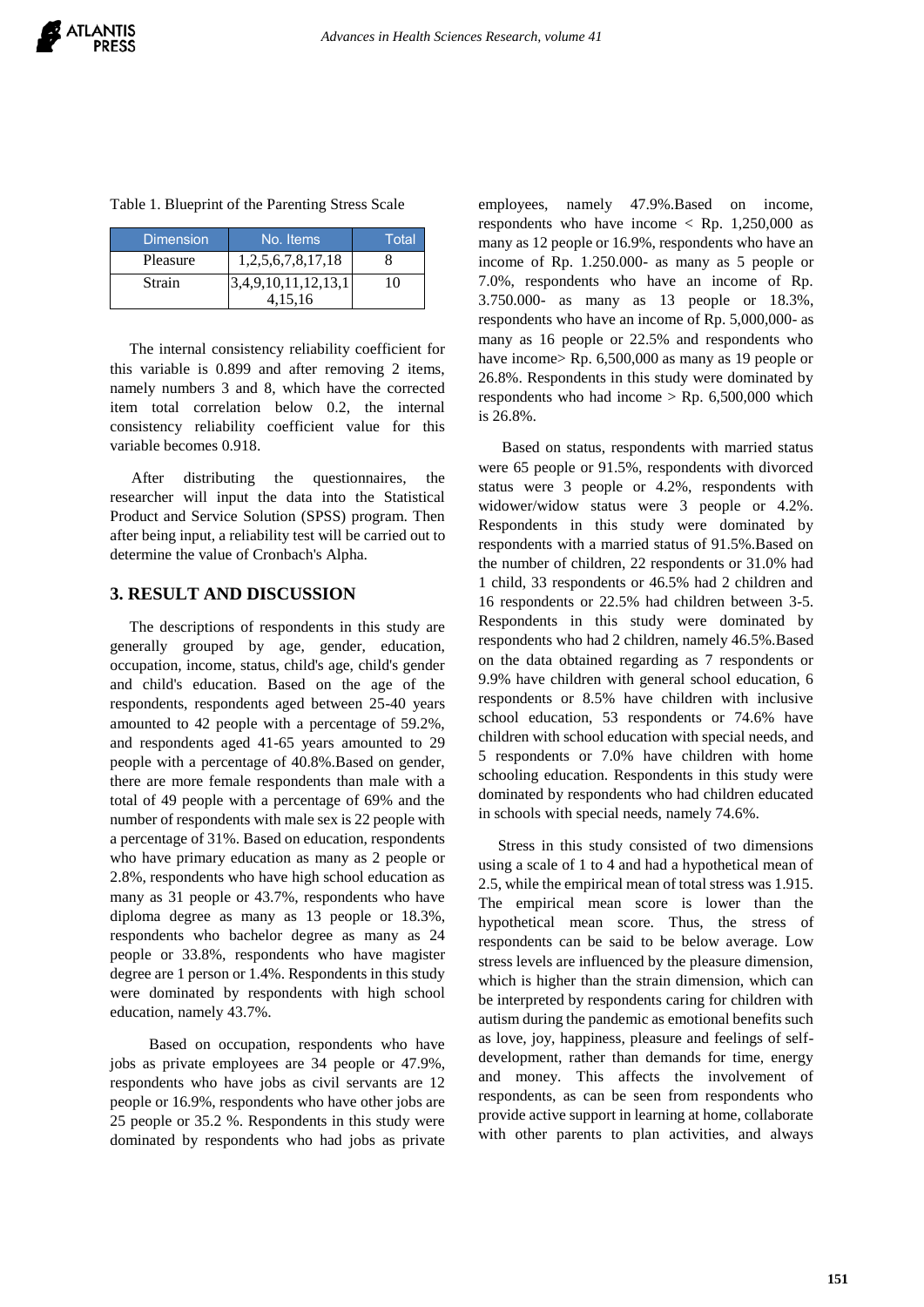Table 1. Blueprint of the Parenting Stress Scale

| Dimension | No. Items | Total |
|---|---|---|
| Pleasure | 1,2,5,6,7,8,17,18 | 8 |
| Strain | 3,4,9,10,11,12,13,14,15,16 | 10 |

The internal consistency reliability coefficient for this variable is 0.899 and after removing 2 items, namely numbers 3 and 8, which have the corrected item total correlation below 0.2, the internal consistency reliability coefficient value for this variable becomes 0.918.

After distributing the questionnaires, the researcher will input the data into the Statistical Product and Service Solution (SPSS) program. Then after being input, a reliability test will be carried out to determine the value of Cronbach's Alpha.

## 3. RESULT AND DISCUSSION

The descriptions of respondents in this study are generally grouped by age, gender, education, occupation, income, status, child's age, child's gender and child's education. Based on the age of the respondents, respondents aged between 25-40 years amounted to 42 people with a percentage of 59.2%, and respondents aged 41-65 years amounted to 29 people with a percentage of 40.8%.Based on gender, there are more female respondents than male with a total of 49 people with a percentage of 69% and the number of respondents with male sex is 22 people with a percentage of 31%. Based on education, respondents who have primary education as many as 2 people or 2.8%, respondents who have high school education as many as 31 people or 43.7%, respondents who have diploma degree as many as 13 people or 18.3%, respondents who bachelor degree as many as 24 people or 33.8%, respondents who have magister degree are 1 person or 1.4%. Respondents in this study were dominated by respondents with high school education, namely 43.7%.

Based on occupation, respondents who have jobs as private employees are 34 people or 47.9%, respondents who have jobs as civil servants are 12 people or 16.9%, respondents who have other jobs are 25 people or 35.2 %. Respondents in this study were dominated by respondents who had jobs as private employees, namely 47.9%.Based on income, respondents who have income < Rp. 1,250,000 as many as 12 people or 16.9%, respondents who have an income of Rp. 1.250.000- as many as 5 people or 7.0%, respondents who have an income of Rp. 3.750.000- as many as 13 people or 18.3%, respondents who have an income of Rp. 5,000,000- as many as 16 people or 22.5% and respondents who have income> Rp. 6,500,000 as many as 19 people or 26.8%. Respondents in this study were dominated by respondents who had income > Rp. 6,500,000 which is 26.8%.

Based on status, respondents with married status were 65 people or 91.5%, respondents with divorced status were 3 people or 4.2%, respondents with widower/widow status were 3 people or 4.2%. Respondents in this study were dominated by respondents with a married status of 91.5%.Based on the number of children, 22 respondents or 31.0% had 1 child, 33 respondents or 46.5% had 2 children and 16 respondents or 22.5% had children between 3-5. Respondents in this study were dominated by respondents who had 2 children, namely 46.5%.Based on the data obtained regarding as 7 respondents or 9.9% have children with general school education, 6 respondents or 8.5% have children with inclusive school education, 53 respondents or 74.6% have children with school education with special needs, and 5 respondents or 7.0% have children with home schooling education. Respondents in this study were dominated by respondents who had children educated in schools with special needs, namely 74.6%.

Stress in this study consisted of two dimensions using a scale of 1 to 4 and had a hypothetical mean of 2.5, while the empirical mean of total stress was 1.915. The empirical mean score is lower than the hypothetical mean score. Thus, the stress of respondents can be said to be below average. Low stress levels are influenced by the pleasure dimension, which is higher than the strain dimension, which can be interpreted by respondents caring for children with autism during the pandemic as emotional benefits such as love, joy, happiness, pleasure and feelings of self-development, rather than demands for time, energy and money. This affects the involvement of respondents, as can be seen from respondents who provide active support in learning at home, collaborate with other parents to plan activities, and always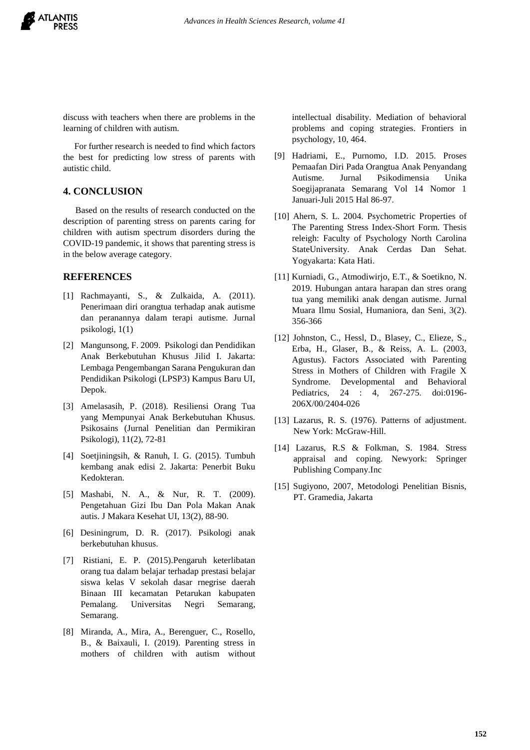discuss with teachers when there are problems in the learning of children with autism.

For further research is needed to find which factors the best for predicting low stress of parents with autistic child.

## 4. CONCLUSION

Based on the results of research conducted on the description of parenting stress on parents caring for children with autism spectrum disorders during the COVID-19 pandemic, it shows that parenting stress is in the below average category.

## REFERENCES

[1] Rachmayanti, S., & Zulkaida, A. (2011). Penerimaan diri orangtua terhadap anak autisme dan peranannya dalam terapi autisme. Jurnal psikologi, 1(1)

[2] Mangunsong, F. 2009. Psikologi dan Pendidikan Anak Berkebutuhan Khusus Jilid I. Jakarta: Lembaga Pengembangan Sarana Pengukuran dan Pendidikan Psikologi (LPSP3) Kampus Baru UI, Depok.

[3] Amelasasih, P. (2018). Resiliensi Orang Tua yang Mempunyai Anak Berkebutuhan Khusus. Psikosains (Jurnal Penelitian dan Permikiran Psikologi), 11(2), 72-81

[4] Soetjiningsih, & Ranuh, I. G. (2015). Tumbuh kembang anak edisi 2. Jakarta: Penerbit Buku Kedokteran.

[5] Mashabi, N. A., & Nur, R. T. (2009). Pengetahuan Gizi Ibu Dan Pola Makan Anak autis. J Makara Kesehat UI, 13(2), 88-90.

[6] Desiningrum, D. R. (2017). Psikologi anak berkebutuhan khusus.

[7] Ristiani, E. P. (2015).Pengaruh keterlibatan orang tua dalam belajar terhadap prestasi belajar siswa kelas V sekolah dasar rnegrise daerah Binaan III kecamatan Petarukan kabupaten Pemalang. Universitas Negri Semarang, Semarang.

[8] Miranda, A., Mira, A., Berenguer, C., Rosello, B., & Baixauli, I. (2019). Parenting stress in mothers of children with autism without intellectual disability. Mediation of behavioral problems and coping strategies. Frontiers in psychology, 10, 464.

[9] Hadriami, E., Purnomo, I.D. 2015. Proses Pemaafan Diri Pada Orangtua Anak Penyandang Autisme. Jurnal Psikodimensia Unika Soegijapranata Semarang Vol 14 Nomor 1 Januari-Juli 2015 Hal 86-97.

[10] Ahern, S. L. 2004. Psychometric Properties of The Parenting Stress Index-Short Form. Thesis releigh: Faculty of Psychology North Carolina StateUniversity. Anak Cerdas Dan Sehat. Yogyakarta: Kata Hati.

[11] Kurniadi, G., Atmodiwirjo, E.T., & Soetikno, N. 2019. Hubungan antara harapan dan stres orang tua yang memiliki anak dengan autisme. Jurnal Muara Ilmu Sosial, Humaniora, dan Seni, 3(2). 356-366

[12] Johnston, C., Hessl, D., Blasey, C., Elieze, S., Erba, H., Glaser, B., & Reiss, A. L. (2003, Agustus). Factors Associated with Parenting Stress in Mothers of Children with Fragile X Syndrome. Developmental and Behavioral Pediatrics, 24 : 4, 267-275. doi:0196-206X/00/2404-026

[13] Lazarus, R. S. (1976). Patterns of adjustment. New York: McGraw-Hill.

[14] Lazarus, R.S & Folkman, S. 1984. Stress appraisal and coping. Newyork: Springer Publishing Company.Inc

[15] Sugiyono, 2007, Metodologi Penelitian Bisnis, PT. Gramedia, Jakarta